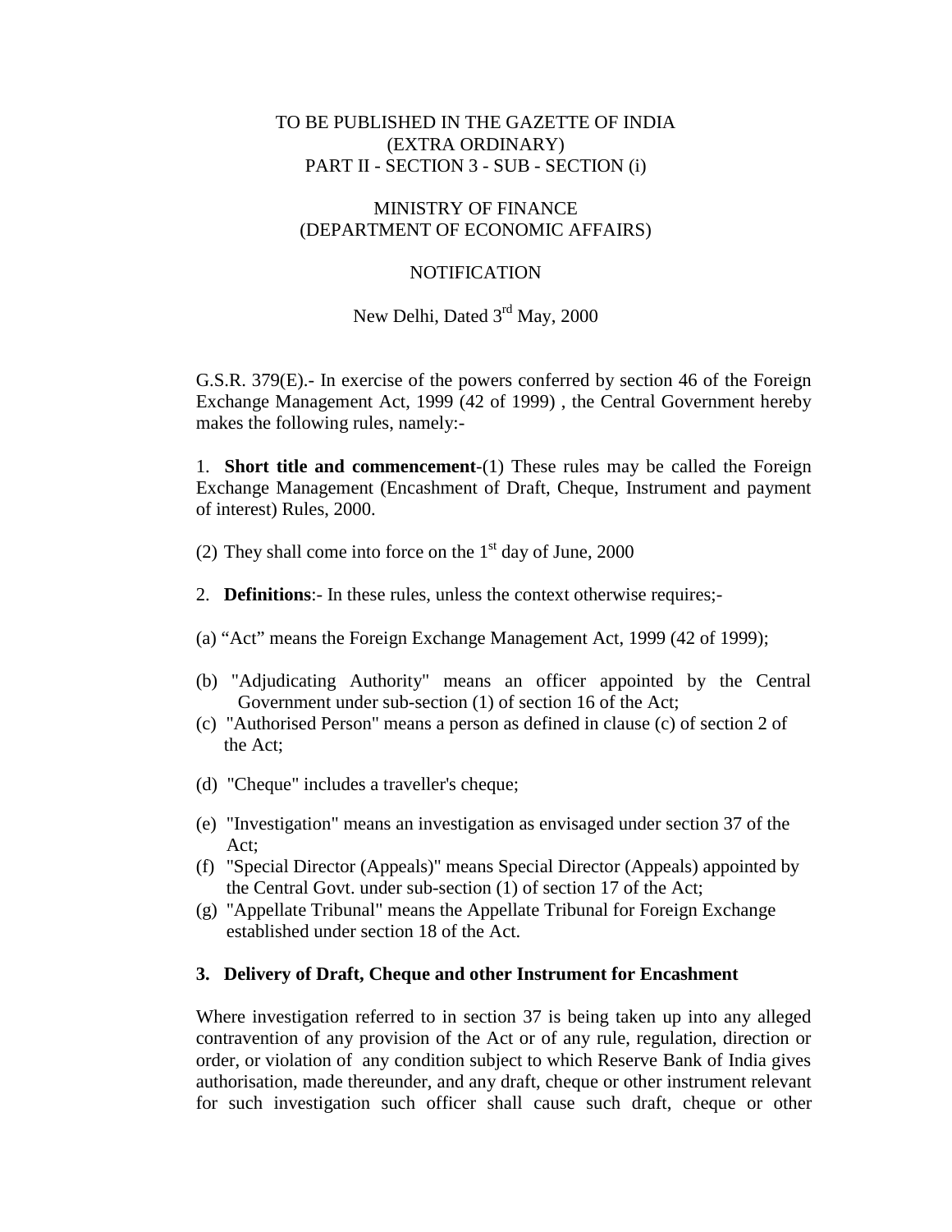TO BE PUBLISHED IN THE GAZETTE OF INDIA
(EXTRA ORDINARY)
PART II - SECTION 3 - SUB - SECTION (i)

MINISTRY OF FINANCE
(DEPARTMENT OF ECONOMIC AFFAIRS)

NOTIFICATION

New Delhi, Dated 3rd May, 2000

G.S.R. 379(E).- In exercise of the powers conferred by section 46 of the Foreign Exchange Management Act, 1999 (42 of 1999) , the Central Government hereby makes the following rules, namely:-

1. **Short title and commencement**-(1) These rules may be called the Foreign Exchange Management (Encashment of Draft, Cheque, Instrument and payment of interest) Rules, 2000.

(2) They shall come into force on the 1st day of June, 2000

2. **Definitions**:- In these rules, unless the context otherwise requires;-

(a) "Act" means the Foreign Exchange Management Act, 1999 (42 of 1999);

(b) "Adjudicating Authority" means an officer appointed by the Central Government under sub-section (1) of section 16 of the Act;

(c) "Authorised Person" means a person as defined in clause (c) of section 2 of the Act;

(d) "Cheque" includes a traveller's cheque;

(e) "Investigation" means an investigation as envisaged under section 37 of the Act;

(f) "Special Director (Appeals)" means Special Director (Appeals) appointed by the Central Govt. under sub-section (1) of section 17 of the Act;

(g) "Appellate Tribunal" means the Appellate Tribunal for Foreign Exchange established under section 18 of the Act.

**3. Delivery of Draft, Cheque and other Instrument for Encashment**

Where investigation referred to in section 37 is being taken up into any alleged contravention of any provision of the Act or of any rule, regulation, direction or order, or violation of any condition subject to which Reserve Bank of India gives authorisation, made thereunder, and any draft, cheque or other instrument relevant for such investigation such officer shall cause such draft, cheque or other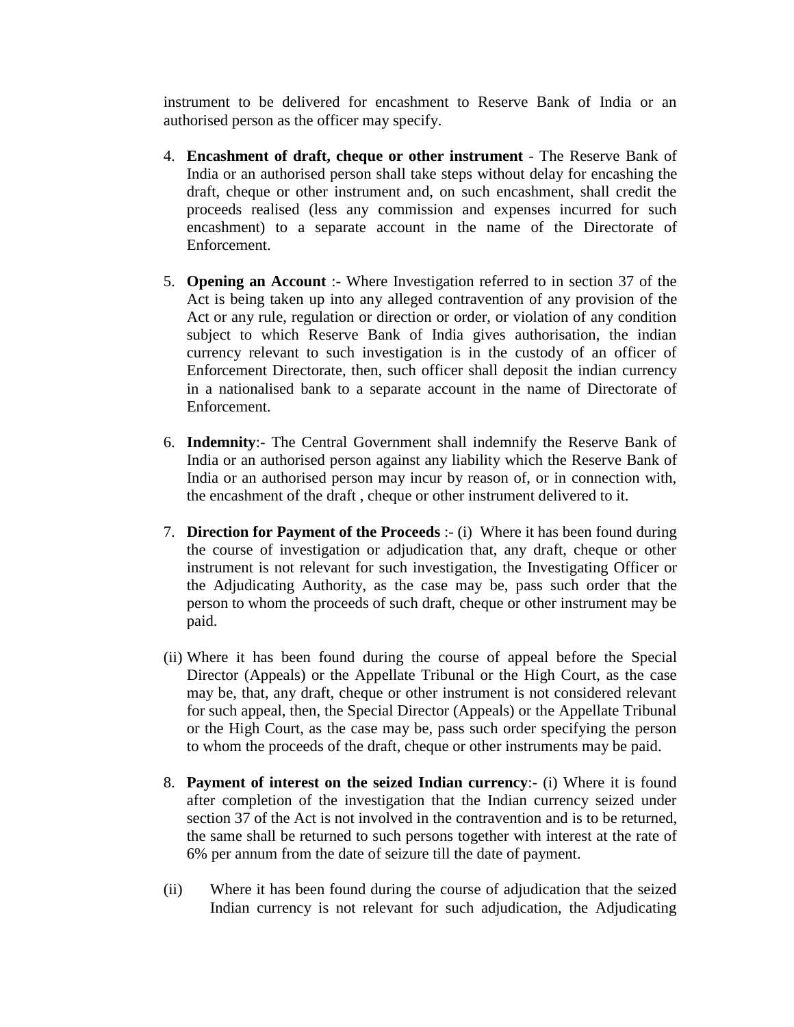instrument to be delivered for encashment to Reserve Bank of India or an authorised person as the officer may specify.

4. **Encashment of draft, cheque or other instrument** - The Reserve Bank of India or an authorised person shall take steps without delay for encashing the draft, cheque or other instrument and, on such encashment, shall credit the proceeds realised (less any commission and expenses incurred for such encashment) to a separate account in the name of the Directorate of Enforcement.

5. **Opening an Account** :- Where Investigation referred to in section 37 of the Act is being taken up into any alleged contravention of any provision of the Act or any rule, regulation or direction or order, or violation of any condition subject to which Reserve Bank of India gives authorisation, the indian currency relevant to such investigation is in the custody of an officer of Enforcement Directorate, then, such officer shall deposit the indian currency in a nationalised bank to a separate account in the name of Directorate of Enforcement.

6. **Indemnity**:- The Central Government shall indemnify the Reserve Bank of India or an authorised person against any liability which the Reserve Bank of India or an authorised person may incur by reason of, or in connection with, the encashment of the draft , cheque or other instrument delivered to it.

7. **Direction for Payment of the Proceeds** :- (i) Where it has been found during the course of investigation or adjudication that, any draft, cheque or other instrument is not relevant for such investigation, the Investigating Officer or the Adjudicating Authority, as the case may be, pass such order that the person to whom the proceeds of such draft, cheque or other instrument may be paid.

(ii) Where it has been found during the course of appeal before the Special Director (Appeals) or the Appellate Tribunal or the High Court, as the case may be, that, any draft, cheque or other instrument is not considered relevant for such appeal, then, the Special Director (Appeals) or the Appellate Tribunal or the High Court, as the case may be, pass such order specifying the person to whom the proceeds of the draft, cheque or other instruments may be paid.

8. **Payment of interest on the seized Indian currency**:- (i) Where it is found after completion of the investigation that the Indian currency seized under section 37 of the Act is not involved in the contravention and is to be returned, the same shall be returned to such persons together with interest at the rate of 6% per annum from the date of seizure till the date of payment.

(ii) Where it has been found during the course of adjudication that the seized Indian currency is not relevant for such adjudication, the Adjudicating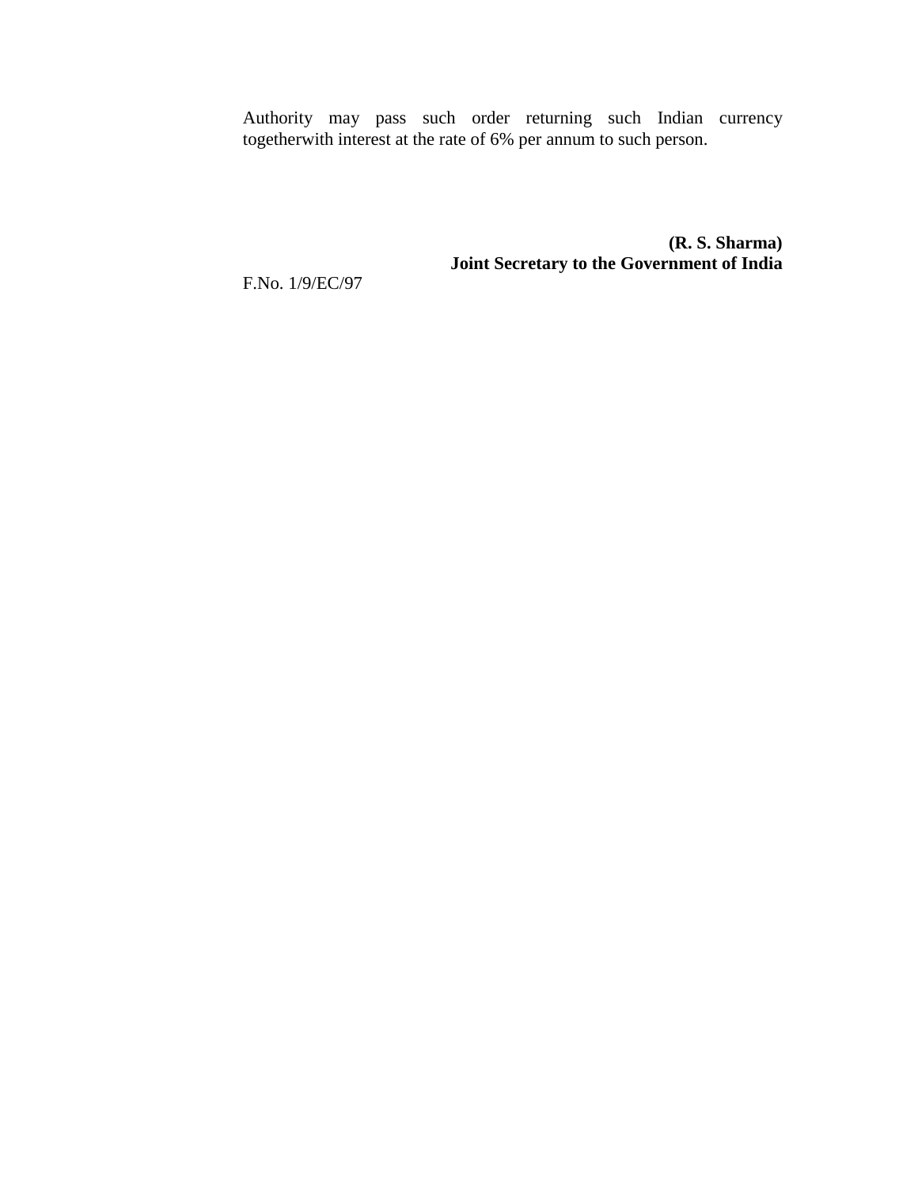Authority may pass such order returning such Indian currency togetherwith interest at the rate of 6% per annum to such person.

**(R. S. Sharma)**
**Joint Secretary to the Government of India**

F.No. 1/9/EC/97